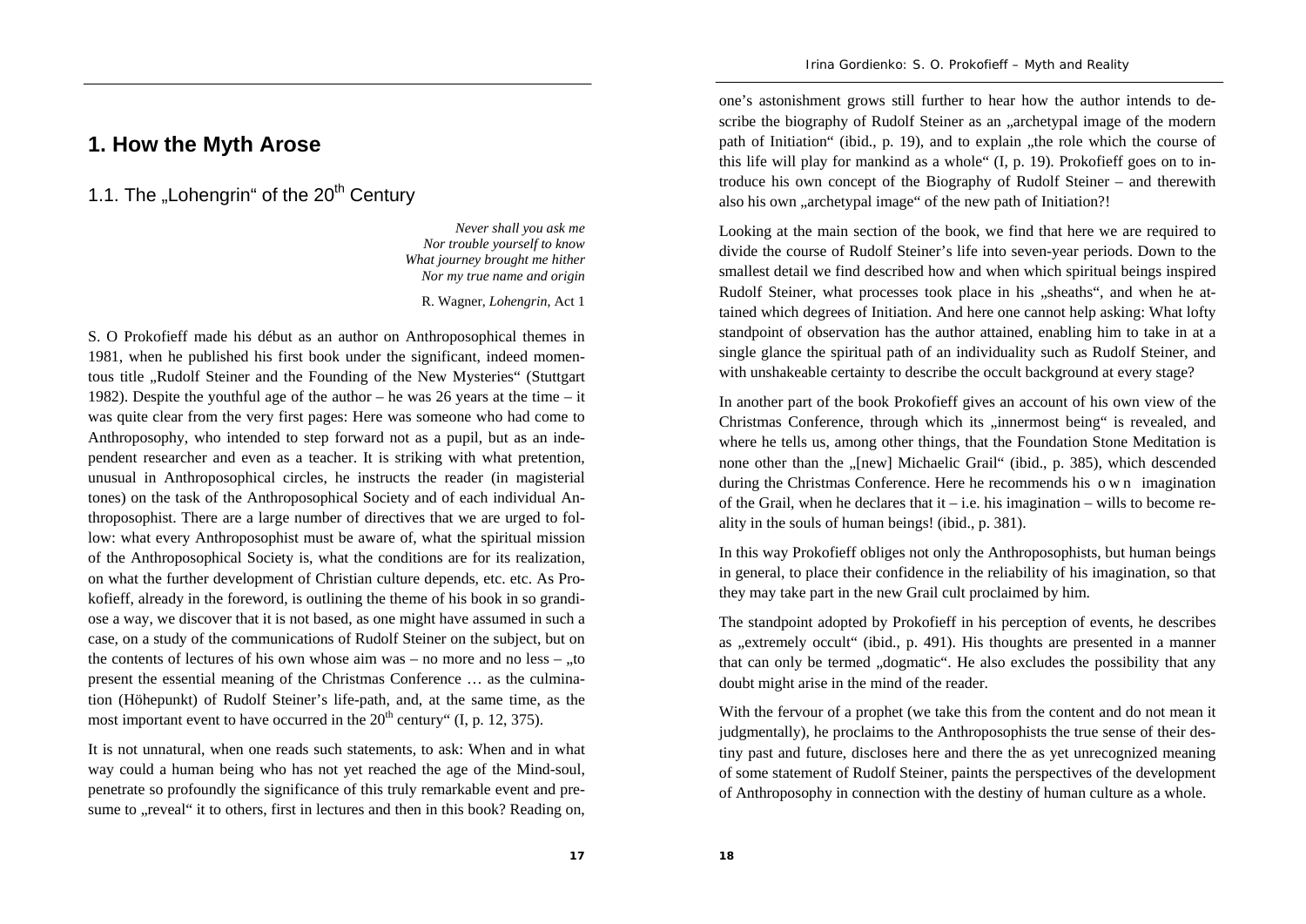# 1. How the Myth Arose

## 1.1. The „Lohengrin" of the 20th Century

*Never shall you ask me*
*Nor trouble yourself to know*
*What journey brought me hither*
*Nor my true name and origin*

R. Wagner, *Lohengrin*, Act 1

S. O Prokofieff made his début as an author on Anthroposophical themes in 1981, when he published his first book under the significant, indeed momentous title „Rudolf Steiner and the Founding of the New Mysteries" (Stuttgart 1982). Despite the youthful age of the author – he was 26 years at the time – it was quite clear from the very first pages: Here was someone who had come to Anthroposophy, who intended to step forward not as a pupil, but as an independent researcher and even as a teacher. It is striking with what pretention, unusual in Anthroposophical circles, he instructs the reader (in magisterial tones) on the task of the Anthroposophical Society and of each individual Anthroposophist. There are a large number of directives that we are urged to follow: what every Anthroposophist must be aware of, what the spiritual mission of the Anthroposophical Society is, what the conditions are for its realization, on what the further development of Christian culture depends, etc. etc. As Prokofieff, already in the foreword, is outlining the theme of his book in so grandiose a way, we discover that it is not based, as one might have assumed in such a case, on a study of the communications of Rudolf Steiner on the subject, but on the contents of lectures of his own whose aim was – no more and no less – „to present the essential meaning of the Christmas Conference … as the culmination (Höhepunkt) of Rudolf Steiner's life-path, and, at the same time, as the most important event to have occurred in the 20th century" (I, p. 12, 375).

It is not unnatural, when one reads such statements, to ask: When and in what way could a human being who has not yet reached the age of the Mind-soul, penetrate so profoundly the significance of this truly remarkable event and presume to „reveal" it to others, first in lectures and then in this book? Reading on, one's astonishment grows still further to hear how the author intends to describe the biography of Rudolf Steiner as an „archetypal image of the modern path of Initiation" (ibid., p. 19), and to explain „the role which the course of this life will play for mankind as a whole" (I, p. 19). Prokofieff goes on to introduce his own concept of the Biography of Rudolf Steiner – and therewith also his own „archetypal image" of the new path of Initiation?!

Looking at the main section of the book, we find that here we are required to divide the course of Rudolf Steiner's life into seven-year periods. Down to the smallest detail we find described how and when which spiritual beings inspired Rudolf Steiner, what processes took place in his „sheaths", and when he attained which degrees of Initiation. And here one cannot help asking: What lofty standpoint of observation has the author attained, enabling him to take in at a single glance the spiritual path of an individuality such as Rudolf Steiner, and with unshakeable certainty to describe the occult background at every stage?

In another part of the book Prokofieff gives an account of his own view of the Christmas Conference, through which its „innermost being" is revealed, and where he tells us, among other things, that the Foundation Stone Meditation is none other than the „[new] Michaelic Grail" (ibid., p. 385), which descended during the Christmas Conference. Here he recommends his o w n imagination of the Grail, when he declares that it – i.e. his imagination – wills to become reality in the souls of human beings! (ibid., p. 381).

In this way Prokofieff obliges not only the Anthroposophists, but human beings in general, to place their confidence in the reliability of his imagination, so that they may take part in the new Grail cult proclaimed by him.

The standpoint adopted by Prokofieff in his perception of events, he describes as „extremely occult" (ibid., p. 491). His thoughts are presented in a manner that can only be termed „dogmatic". He also excludes the possibility that any doubt might arise in the mind of the reader.

With the fervour of a prophet (we take this from the content and do not mean it judgmentally), he proclaims to the Anthroposophists the true sense of their destiny past and future, discloses here and there the as yet unrecognized meaning of some statement of Rudolf Steiner, paints the perspectives of the development of Anthroposophy in connection with the destiny of human culture as a whole.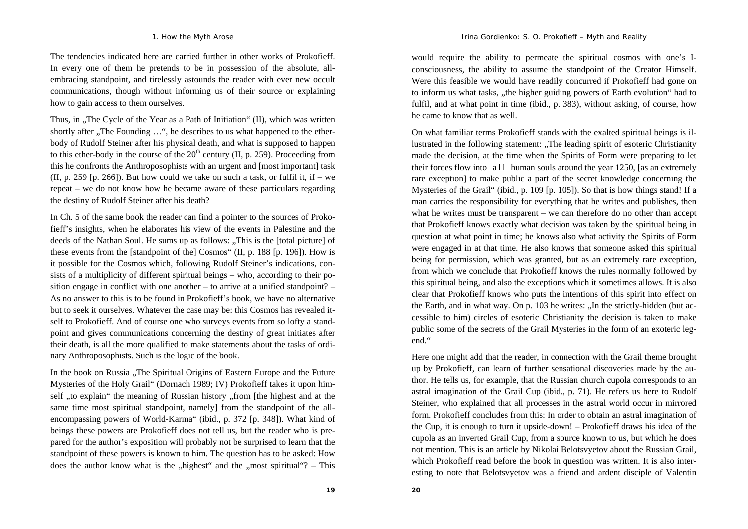The tendencies indicated here are carried further in other works of Prokofieff. In every one of them he pretends to be in possession of the absolute, all-embracing standpoint, and tirelessly astounds the reader with ever new occult communications, though without informing us of their source or explaining how to gain access to them ourselves.

Thus, in „The Cycle of the Year as a Path of Initiation" (II), which was written shortly after „The Founding …", he describes to us what happened to the ether-body of Rudolf Steiner after his physical death, and what is supposed to happen to this ether-body in the course of the 20th century (II, p. 259). Proceeding from this he confronts the Anthroposophists with an urgent and [most important] task (II, p. 259 [p. 266]). But how could we take on such a task, or fulfil it, if – we repeat – we do not know how he became aware of these particulars regarding the destiny of Rudolf Steiner after his death?

In Ch. 5 of the same book the reader can find a pointer to the sources of Prokofieff's insights, when he elaborates his view of the events in Palestine and the deeds of the Nathan Soul. He sums up as follows: „This is the [total picture] of these events from the [standpoint of the] Cosmos" (II, p. 188 [p. 196]). How is it possible for the Cosmos which, following Rudolf Steiner's indications, consists of a multiplicity of different spiritual beings – who, according to their position engage in conflict with one another – to arrive at a unified standpoint? – As no answer to this is to be found in Prokofieff's book, we have no alternative but to seek it ourselves. Whatever the case may be: this Cosmos has revealed itself to Prokofieff. And of course one who surveys events from so lofty a standpoint and gives communications concerning the destiny of great initiates after their death, is all the more qualified to make statements about the tasks of ordinary Anthroposophists. Such is the logic of the book.

In the book on Russia „The Spiritual Origins of Eastern Europe and the Future Mysteries of the Holy Grail" (Dornach 1989; IV) Prokofieff takes it upon himself „to explain" the meaning of Russian history „from [the highest and at the same time most spiritual standpoint, namely] from the standpoint of the all-encompassing powers of World-Karma" (ibid., p. 372 [p. 348]). What kind of beings these powers are Prokofieff does not tell us, but the reader who is prepared for the author's exposition will probably not be surprised to learn that the standpoint of these powers is known to him. The question has to be asked: How does the author know what is the „highest" and the „most spiritual"? – This would require the ability to permeate the spiritual cosmos with one's I-consciousness, the ability to assume the standpoint of the Creator Himself. Were this feasible we would have readily concurred if Prokofieff had gone on to inform us what tasks, „the higher guiding powers of Earth evolution" had to fulfil, and at what point in time (ibid., p. 383), without asking, of course, how he came to know that as well.

On what familiar terms Prokofieff stands with the exalted spiritual beings is illustrated in the following statement: „The leading spirit of esoteric Christianity made the decision, at the time when the Spirits of Form were preparing to let their forces flow into a l l human souls around the year 1250, [as an extremely rare exception] to make public a part of the secret knowledge concerning the Mysteries of the Grail" (ibid., p. 109 [p. 105]). So that is how things stand! If a man carries the responsibility for everything that he writes and publishes, then what he writes must be transparent – we can therefore do no other than accept that Prokofieff knows exactly what decision was taken by the spiritual being in question at what point in time; he knows also what activity the Spirits of Form were engaged in at that time. He also knows that someone asked this spiritual being for permission, which was granted, but as an extremely rare exception, from which we conclude that Prokofieff knows the rules normally followed by this spiritual being, and also the exceptions which it sometimes allows. It is also clear that Prokofieff knows who puts the intentions of this spirit into effect on the Earth, and in what way. On p. 103 he writes: „In the strictly-hidden (but accessible to him) circles of esoteric Christianity the decision is taken to make public some of the secrets of the Grail Mysteries in the form of an exoteric legend."

Here one might add that the reader, in connection with the Grail theme brought up by Prokofieff, can learn of further sensational discoveries made by the author. He tells us, for example, that the Russian church cupola corresponds to an astral imagination of the Grail Cup (ibid., p. 71). He refers us here to Rudolf Steiner, who explained that all processes in the astral world occur in mirrored form. Prokofieff concludes from this: In order to obtain an astral imagination of the Cup, it is enough to turn it upside-down! – Prokofieff draws his idea of the cupola as an inverted Grail Cup, from a source known to us, but which he does not mention. This is an article by Nikolai Belotsvyetov about the Russian Grail, which Prokofieff read before the book in question was written. It is also interesting to note that Belotsvyetov was a friend and ardent disciple of Valentin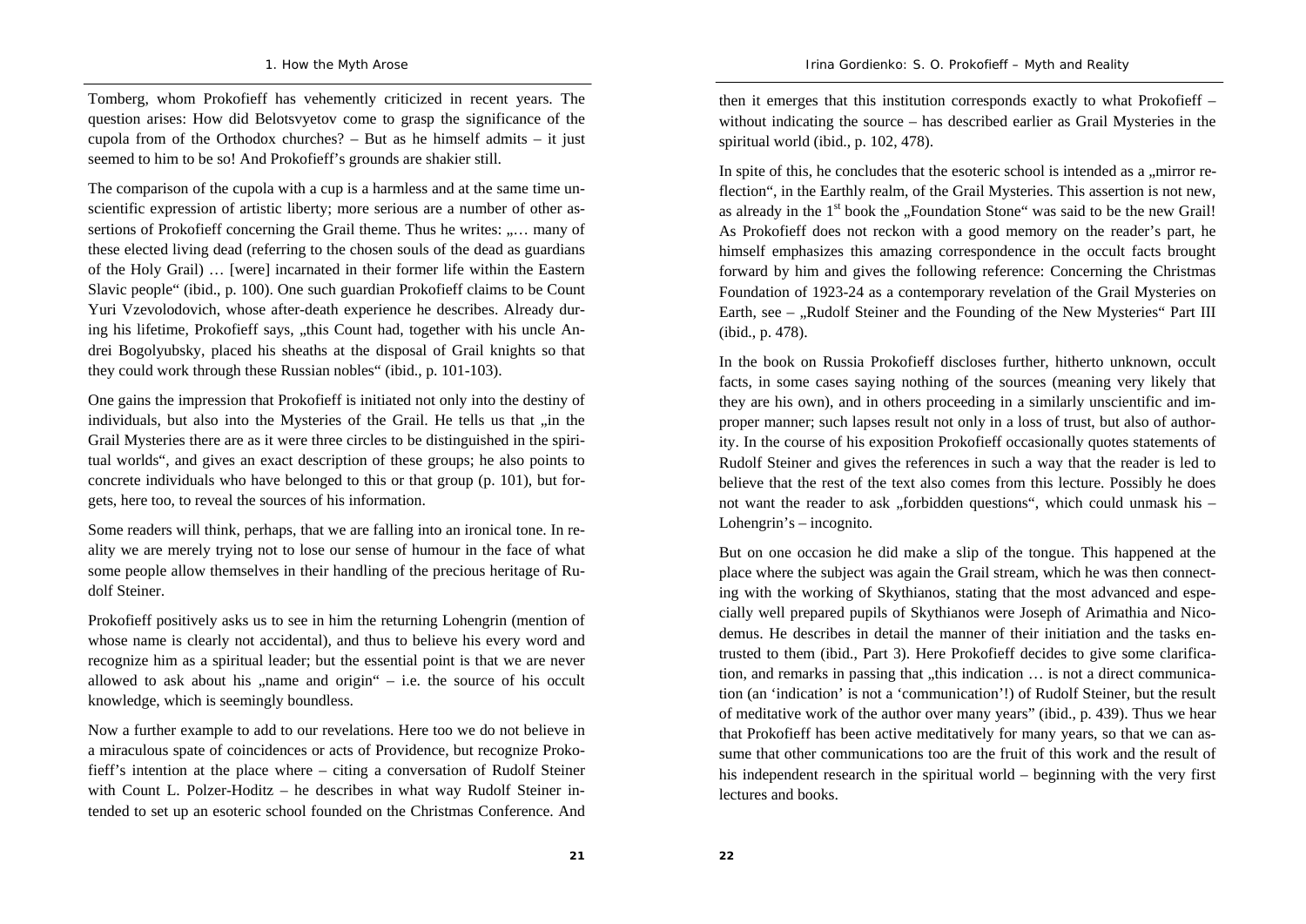Tomberg, whom Prokofieff has vehemently criticized in recent years. The question arises: How did Belotsvyetov come to grasp the significance of the cupola from of the Orthodox churches? – But as he himself admits – it just seemed to him to be so! And Prokofieff's grounds are shakier still.

The comparison of the cupola with a cup is a harmless and at the same time unscientific expression of artistic liberty; more serious are a number of other assertions of Prokofieff concerning the Grail theme. Thus he writes: „… many of these elected living dead (referring to the chosen souls of the dead as guardians of the Holy Grail) … [were] incarnated in their former life within the Eastern Slavic people" (ibid., p. 100). One such guardian Prokofieff claims to be Count Yuri Vzevolodovich, whose after-death experience he describes. Already during his lifetime, Prokofieff says, „this Count had, together with his uncle Andrei Bogolyubsky, placed his sheaths at the disposal of Grail knights so that they could work through these Russian nobles" (ibid., p. 101-103).

One gains the impression that Prokofieff is initiated not only into the destiny of individuals, but also into the Mysteries of the Grail. He tells us that „in the Grail Mysteries there are as it were three circles to be distinguished in the spiritual worlds", and gives an exact description of these groups; he also points to concrete individuals who have belonged to this or that group (p. 101), but forgets, here too, to reveal the sources of his information.

Some readers will think, perhaps, that we are falling into an ironical tone. In reality we are merely trying not to lose our sense of humour in the face of what some people allow themselves in their handling of the precious heritage of Rudolf Steiner.

Prokofieff positively asks us to see in him the returning Lohengrin (mention of whose name is clearly not accidental), and thus to believe his every word and recognize him as a spiritual leader; but the essential point is that we are never allowed to ask about his „name and origin" – i.e. the source of his occult knowledge, which is seemingly boundless.

Now a further example to add to our revelations. Here too we do not believe in a miraculous spate of coincidences or acts of Providence, but recognize Prokofieff's intention at the place where – citing a conversation of Rudolf Steiner with Count L. Polzer-Hoditz – he describes in what way Rudolf Steiner intended to set up an esoteric school founded on the Christmas Conference. And then it emerges that this institution corresponds exactly to what Prokofieff – without indicating the source – has described earlier as Grail Mysteries in the spiritual world (ibid., p. 102, 478).

In spite of this, he concludes that the esoteric school is intended as a „mirror reflection", in the Earthly realm, of the Grail Mysteries. This assertion is not new, as already in the 1st book the „Foundation Stone" was said to be the new Grail! As Prokofieff does not reckon with a good memory on the reader's part, he himself emphasizes this amazing correspondence in the occult facts brought forward by him and gives the following reference: Concerning the Christmas Foundation of 1923-24 as a contemporary revelation of the Grail Mysteries on Earth, see – „Rudolf Steiner and the Founding of the New Mysteries" Part III (ibid., p. 478).

In the book on Russia Prokofieff discloses further, hitherto unknown, occult facts, in some cases saying nothing of the sources (meaning very likely that they are his own), and in others proceeding in a similarly unscientific and improper manner; such lapses result not only in a loss of trust, but also of authority. In the course of his exposition Prokofieff occasionally quotes statements of Rudolf Steiner and gives the references in such a way that the reader is led to believe that the rest of the text also comes from this lecture. Possibly he does not want the reader to ask „forbidden questions", which could unmask his – Lohengrin's – incognito.

But on one occasion he did make a slip of the tongue. This happened at the place where the subject was again the Grail stream, which he was then connecting with the working of Skythianos, stating that the most advanced and especially well prepared pupils of Skythianos were Joseph of Arimathia and Nicodemus. He describes in detail the manner of their initiation and the tasks entrusted to them (ibid., Part 3). Here Prokofieff decides to give some clarification, and remarks in passing that „this indication … is not a direct communication (an 'indication' is not a 'communication'!) of Rudolf Steiner, but the result of meditative work of the author over many years" (ibid., p. 439). Thus we hear that Prokofieff has been active meditatively for many years, so that we can assume that other communications too are the fruit of this work and the result of his independent research in the spiritual world – beginning with the very first lectures and books.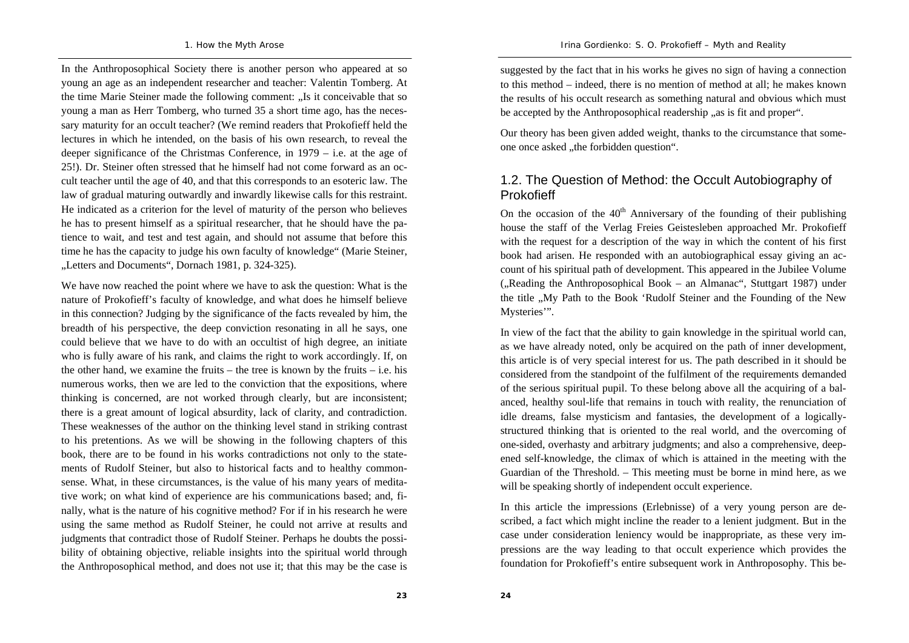In the Anthroposophical Society there is another person who appeared at so young an age as an independent researcher and teacher: Valentin Tomberg. At the time Marie Steiner made the following comment: „Is it conceivable that so young a man as Herr Tomberg, who turned 35 a short time ago, has the necessary maturity for an occult teacher? (We remind readers that Prokofieff held the lectures in which he intended, on the basis of his own research, to reveal the deeper significance of the Christmas Conference, in 1979 – i.e. at the age of 25!). Dr. Steiner often stressed that he himself had not come forward as an occult teacher until the age of 40, and that this corresponds to an esoteric law. The law of gradual maturing outwardly and inwardly likewise calls for this restraint. He indicated as a criterion for the level of maturity of the person who believes he has to present himself as a spiritual researcher, that he should have the patience to wait, and test and test again, and should not assume that before this time he has the capacity to judge his own faculty of knowledge" (Marie Steiner, „Letters and Documents", Dornach 1981, p. 324-325).

We have now reached the point where we have to ask the question: What is the nature of Prokofieff's faculty of knowledge, and what does he himself believe in this connection? Judging by the significance of the facts revealed by him, the breadth of his perspective, the deep conviction resonating in all he says, one could believe that we have to do with an occultist of high degree, an initiate who is fully aware of his rank, and claims the right to work accordingly. If, on the other hand, we examine the fruits – the tree is known by the fruits – i.e. his numerous works, then we are led to the conviction that the expositions, where thinking is concerned, are not worked through clearly, but are inconsistent; there is a great amount of logical absurdity, lack of clarity, and contradiction. These weaknesses of the author on the thinking level stand in striking contrast to his pretentions. As we will be showing in the following chapters of this book, there are to be found in his works contradictions not only to the statements of Rudolf Steiner, but also to historical facts and to healthy commonsense. What, in these circumstances, is the value of his many years of meditative work; on what kind of experience are his communications based; and, finally, what is the nature of his cognitive method? For if in his research he were using the same method as Rudolf Steiner, he could not arrive at results and judgments that contradict those of Rudolf Steiner. Perhaps he doubts the possibility of obtaining objective, reliable insights into the spiritual world through the Anthroposophical method, and does not use it; that this may be the case is suggested by the fact that in his works he gives no sign of having a connection to this method – indeed, there is no mention of method at all; he makes known the results of his occult research as something natural and obvious which must be accepted by the Anthroposophical readership „as is fit and proper".

Our theory has been given added weight, thanks to the circumstance that someone once asked „the forbidden question".

## 1.2. The Question of Method: the Occult Autobiography of Prokofieff

On the occasion of the 40th Anniversary of the founding of their publishing house the staff of the Verlag Freies Geistesleben approached Mr. Prokofieff with the request for a description of the way in which the content of his first book had arisen. He responded with an autobiographical essay giving an account of his spiritual path of development. This appeared in the Jubilee Volume („Reading the Anthroposophical Book – an Almanac", Stuttgart 1987) under the title „My Path to the Book 'Rudolf Steiner and the Founding of the New Mysteries'".

In view of the fact that the ability to gain knowledge in the spiritual world can, as we have already noted, only be acquired on the path of inner development, this article is of very special interest for us. The path described in it should be considered from the standpoint of the fulfilment of the requirements demanded of the serious spiritual pupil. To these belong above all the acquiring of a balanced, healthy soul-life that remains in touch with reality, the renunciation of idle dreams, false mysticism and fantasies, the development of a logically-structured thinking that is oriented to the real world, and the overcoming of one-sided, overhasty and arbitrary judgments; and also a comprehensive, deepened self-knowledge, the climax of which is attained in the meeting with the Guardian of the Threshold. – This meeting must be borne in mind here, as we will be speaking shortly of independent occult experience.

In this article the impressions (Erlebnisse) of a very young person are described, a fact which might incline the reader to a lenient judgment. But in the case under consideration leniency would be inappropriate, as these very impressions are the way leading to that occult experience which provides the foundation for Prokofieff's entire subsequent work in Anthroposophy. This be-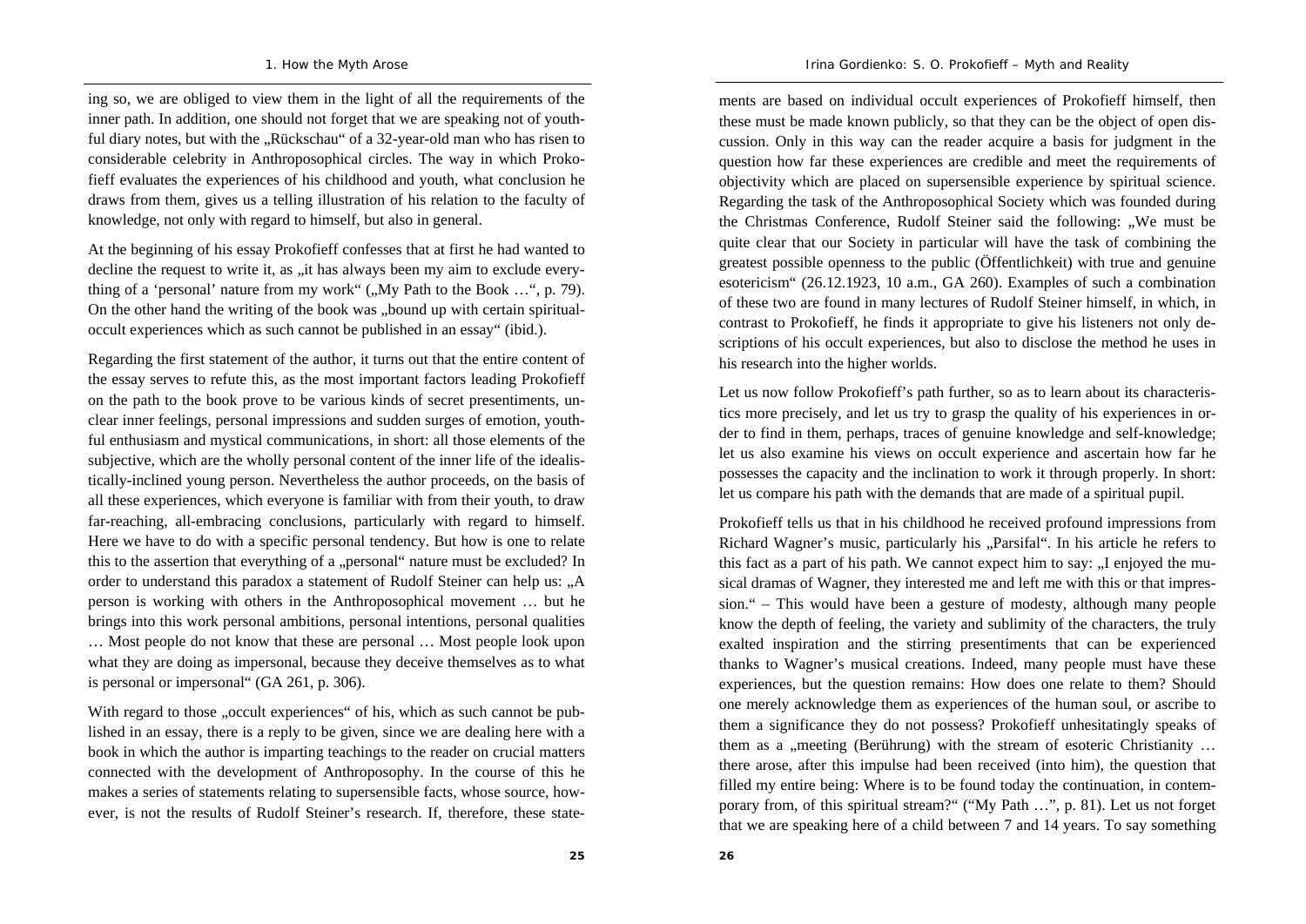ing so, we are obliged to view them in the light of all the requirements of the inner path. In addition, one should not forget that we are speaking not of youthful diary notes, but with the „Rückschau" of a 32-year-old man who has risen to considerable celebrity in Anthroposophical circles. The way in which Prokofieff evaluates the experiences of his childhood and youth, what conclusion he draws from them, gives us a telling illustration of his relation to the faculty of knowledge, not only with regard to himself, but also in general.

At the beginning of his essay Prokofieff confesses that at first he had wanted to decline the request to write it, as „it has always been my aim to exclude everything of a 'personal' nature from my work" („My Path to the Book …", p. 79). On the other hand the writing of the book was „bound up with certain spiritual-occult experiences which as such cannot be published in an essay" (ibid.).

Regarding the first statement of the author, it turns out that the entire content of the essay serves to refute this, as the most important factors leading Prokofieff on the path to the book prove to be various kinds of secret presentiments, unclear inner feelings, personal impressions and sudden surges of emotion, youthful enthusiasm and mystical communications, in short: all those elements of the subjective, which are the wholly personal content of the inner life of the idealistically-inclined young person. Nevertheless the author proceeds, on the basis of all these experiences, which everyone is familiar with from their youth, to draw far-reaching, all-embracing conclusions, particularly with regard to himself. Here we have to do with a specific personal tendency. But how is one to relate this to the assertion that everything of a „personal" nature must be excluded? In order to understand this paradox a statement of Rudolf Steiner can help us: „A person is working with others in the Anthroposophical movement … but he brings into this work personal ambitions, personal intentions, personal qualities … Most people do not know that these are personal … Most people look upon what they are doing as impersonal, because they deceive themselves as to what is personal or impersonal" (GA 261, p. 306).

With regard to those „occult experiences" of his, which as such cannot be published in an essay, there is a reply to be given, since we are dealing here with a book in which the author is imparting teachings to the reader on crucial matters connected with the development of Anthroposophy. In the course of this he makes a series of statements relating to supersensible facts, whose source, however, is not the results of Rudolf Steiner's research. If, therefore, these statements are based on individual occult experiences of Prokofieff himself, then these must be made known publicly, so that they can be the object of open discussion. Only in this way can the reader acquire a basis for judgment in the question how far these experiences are credible and meet the requirements of objectivity which are placed on supersensible experience by spiritual science. Regarding the task of the Anthroposophical Society which was founded during the Christmas Conference, Rudolf Steiner said the following: „We must be quite clear that our Society in particular will have the task of combining the greatest possible openness to the public (Öffentlichkeit) with true and genuine esotericism" (26.12.1923, 10 a.m., GA 260). Examples of such a combination of these two are found in many lectures of Rudolf Steiner himself, in which, in contrast to Prokofieff, he finds it appropriate to give his listeners not only descriptions of his occult experiences, but also to disclose the method he uses in his research into the higher worlds.

Let us now follow Prokofieff's path further, so as to learn about its characteristics more precisely, and let us try to grasp the quality of his experiences in order to find in them, perhaps, traces of genuine knowledge and self-knowledge; let us also examine his views on occult experience and ascertain how far he possesses the capacity and the inclination to work it through properly. In short: let us compare his path with the demands that are made of a spiritual pupil.

Prokofieff tells us that in his childhood he received profound impressions from Richard Wagner's music, particularly his „Parsifal". In his article he refers to this fact as a part of his path. We cannot expect him to say: „I enjoyed the musical dramas of Wagner, they interested me and left me with this or that impression." – This would have been a gesture of modesty, although many people know the depth of feeling, the variety and sublimity of the characters, the truly exalted inspiration and the stirring presentiments that can be experienced thanks to Wagner's musical creations. Indeed, many people must have these experiences, but the question remains: How does one relate to them? Should one merely acknowledge them as experiences of the human soul, or ascribe to them a significance they do not possess? Prokofieff unhesitatingly speaks of them as a „meeting (Berührung) with the stream of esoteric Christianity … there arose, after this impulse had been received (into him), the question that filled my entire being: Where is to be found today the continuation, in contemporary from, of this spiritual stream?" ("My Path …", p. 81). Let us not forget that we are speaking here of a child between 7 and 14 years. To say something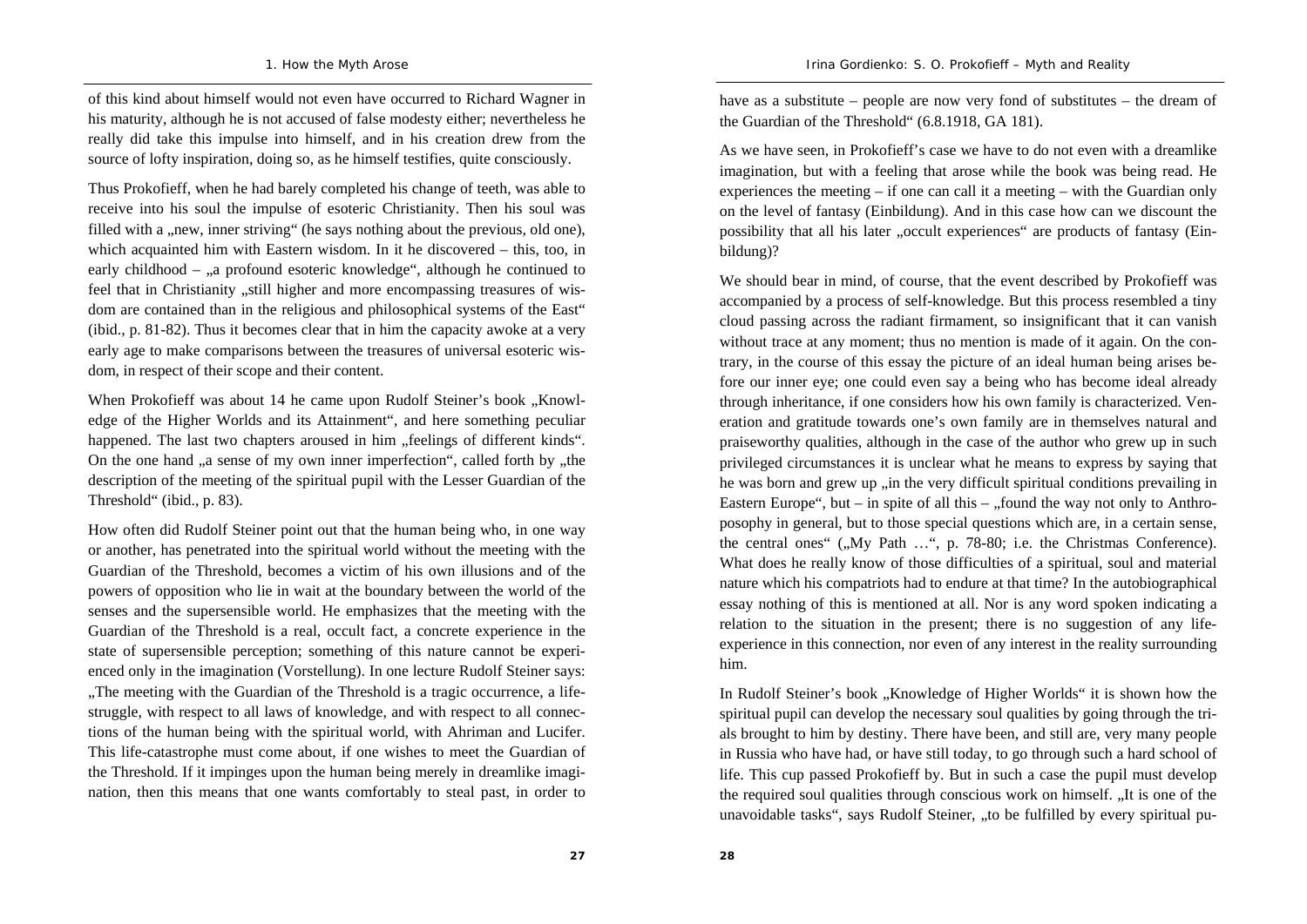of this kind about himself would not even have occurred to Richard Wagner in his maturity, although he is not accused of false modesty either; nevertheless he really did take this impulse into himself, and in his creation drew from the source of lofty inspiration, doing so, as he himself testifies, quite consciously.

Thus Prokofieff, when he had barely completed his change of teeth, was able to receive into his soul the impulse of esoteric Christianity. Then his soul was filled with a „new, inner striving“ (he says nothing about the previous, old one), which acquainted him with Eastern wisdom. In it he discovered – this, too, in early childhood – „a profound esoteric knowledge“, although he continued to feel that in Christianity „still higher and more encompassing treasures of wisdom are contained than in the religious and philosophical systems of the East“ (ibid., p. 81-82). Thus it becomes clear that in him the capacity awoke at a very early age to make comparisons between the treasures of universal esoteric wisdom, in respect of their scope and their content.

When Prokofieff was about 14 he came upon Rudolf Steiner's book „Knowledge of the Higher Worlds and its Attainment“, and here something peculiar happened. The last two chapters aroused in him „feelings of different kinds“. On the one hand „a sense of my own inner imperfection“, called forth by „the description of the meeting of the spiritual pupil with the Lesser Guardian of the Threshold“ (ibid., p. 83).

How often did Rudolf Steiner point out that the human being who, in one way or another, has penetrated into the spiritual world without the meeting with the Guardian of the Threshold, becomes a victim of his own illusions and of the powers of opposition who lie in wait at the boundary between the world of the senses and the supersensible world. He emphasizes that the meeting with the Guardian of the Threshold is a real, occult fact, a concrete experience in the state of supersensible perception; something of this nature cannot be experienced only in the imagination (Vorstellung). In one lecture Rudolf Steiner says: „The meeting with the Guardian of the Threshold is a tragic occurrence, a life-struggle, with respect to all laws of knowledge, and with respect to all connections of the human being with the spiritual world, with Ahriman and Lucifer. This life-catastrophe must come about, if one wishes to meet the Guardian of the Threshold. If it impinges upon the human being merely in dreamlike imagination, then this means that one wants comfortably to steal past, in order to have as a substitute – people are now very fond of substitutes – the dream of the Guardian of the Threshold“ (6.8.1918, GA 181).

As we have seen, in Prokofieff's case we have to do not even with a dreamlike imagination, but with a feeling that arose while the book was being read. He experiences the meeting – if one can call it a meeting – with the Guardian only on the level of fantasy (Einbildung). And in this case how can we discount the possibility that all his later „occult experiences“ are products of fantasy (Einbildung)?

We should bear in mind, of course, that the event described by Prokofieff was accompanied by a process of self-knowledge. But this process resembled a tiny cloud passing across the radiant firmament, so insignificant that it can vanish without trace at any moment; thus no mention is made of it again. On the contrary, in the course of this essay the picture of an ideal human being arises before our inner eye; one could even say a being who has become ideal already through inheritance, if one considers how his own family is characterized. Veneration and gratitude towards one's own family are in themselves natural and praiseworthy qualities, although in the case of the author who grew up in such privileged circumstances it is unclear what he means to express by saying that he was born and grew up „in the very difficult spiritual conditions prevailing in Eastern Europe“, but – in spite of all this – „found the way not only to Anthroposophy in general, but to those special questions which are, in a certain sense, the central ones“ („My Path …“, p. 78-80; i.e. the Christmas Conference). What does he really know of those difficulties of a spiritual, soul and material nature which his compatriots had to endure at that time? In the autobiographical essay nothing of this is mentioned at all. Nor is any word spoken indicating a relation to the situation in the present; there is no suggestion of any life-experience in this connection, nor even of any interest in the reality surrounding him.

In Rudolf Steiner's book „Knowledge of Higher Worlds“ it is shown how the spiritual pupil can develop the necessary soul qualities by going through the trials brought to him by destiny. There have been, and still are, very many people in Russia who have had, or have still today, to go through such a hard school of life. This cup passed Prokofieff by. But in such a case the pupil must develop the required soul qualities through conscious work on himself. „It is one of the unavoidable tasks“, says Rudolf Steiner, „to be fulfilled by every spiritual pu-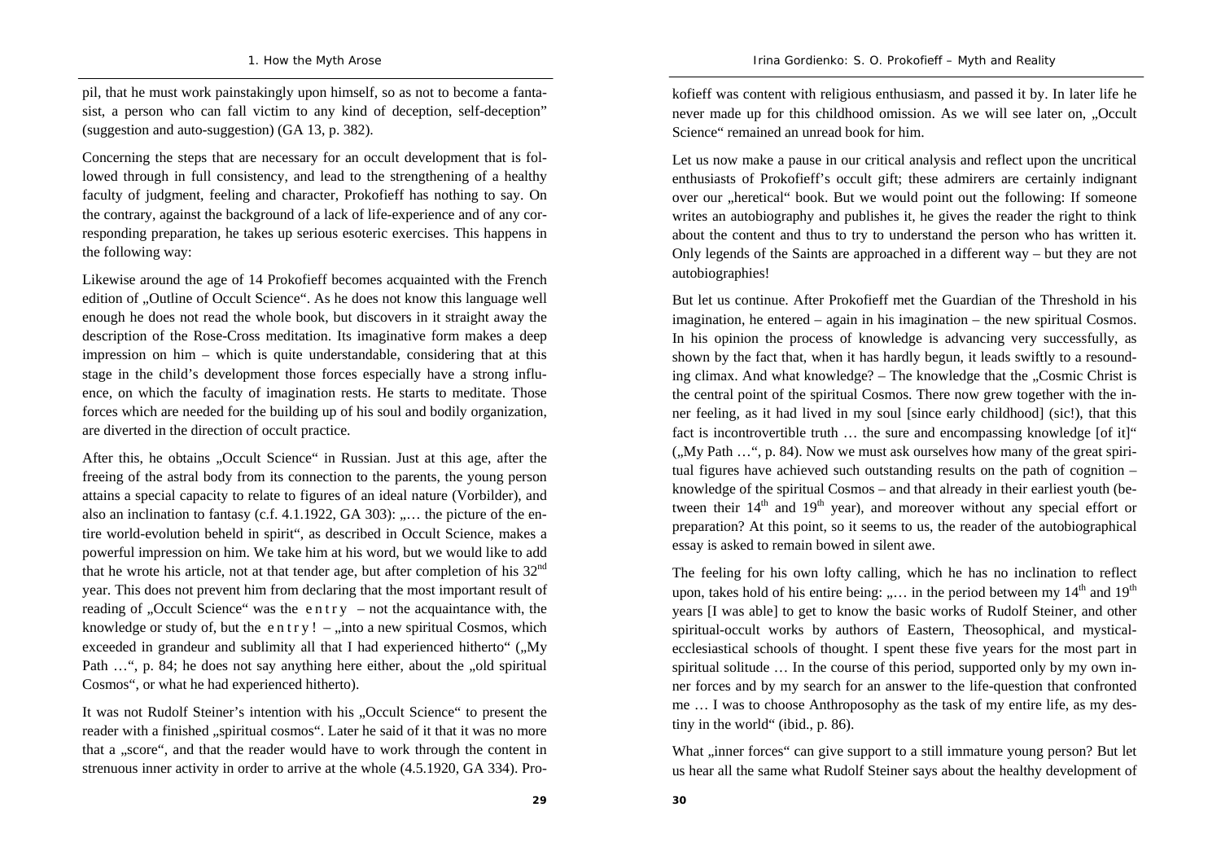pil, that he must work painstakingly upon himself, so as not to become a fantasist, a person who can fall victim to any kind of deception, self-deception" (suggestion and auto-suggestion) (GA 13, p. 382).

Concerning the steps that are necessary for an occult development that is followed through in full consistency, and lead to the strengthening of a healthy faculty of judgment, feeling and character, Prokofieff has nothing to say. On the contrary, against the background of a lack of life-experience and of any corresponding preparation, he takes up serious esoteric exercises. This happens in the following way:

Likewise around the age of 14 Prokofieff becomes acquainted with the French edition of „Outline of Occult Science". As he does not know this language well enough he does not read the whole book, but discovers in it straight away the description of the Rose-Cross meditation. Its imaginative form makes a deep impression on him – which is quite understandable, considering that at this stage in the child's development those forces especially have a strong influence, on which the faculty of imagination rests. He starts to meditate. Those forces which are needed for the building up of his soul and bodily organization, are diverted in the direction of occult practice.

After this, he obtains „Occult Science" in Russian. Just at this age, after the freeing of the astral body from its connection to the parents, the young person attains a special capacity to relate to figures of an ideal nature (Vorbilder), and also an inclination to fantasy (c.f. 4.1.1922, GA 303): „… the picture of the entire world-evolution beheld in spirit", as described in Occult Science, makes a powerful impression on him. We take him at his word, but we would like to add that he wrote his article, not at that tender age, but after completion of his 32nd year. This does not prevent him from declaring that the most important result of reading of „Occult Science" was the e n t r y – not the acquaintance with, the knowledge or study of, but the e n t r y ! – „into a new spiritual Cosmos, which exceeded in grandeur and sublimity all that I had experienced hitherto" („My Path …", p. 84; he does not say anything here either, about the „old spiritual Cosmos", or what he had experienced hitherto).

It was not Rudolf Steiner's intention with his „Occult Science" to present the reader with a finished „spiritual cosmos". Later he said of it that it was no more that a „score", and that the reader would have to work through the content in strenuous inner activity in order to arrive at the whole (4.5.1920, GA 334). Prokofieff was content with religious enthusiasm, and passed it by. In later life he never made up for this childhood omission. As we will see later on, „Occult Science" remained an unread book for him.

Let us now make a pause in our critical analysis and reflect upon the uncritical enthusiasts of Prokofieff's occult gift; these admirers are certainly indignant over our „heretical" book. But we would point out the following: If someone writes an autobiography and publishes it, he gives the reader the right to think about the content and thus to try to understand the person who has written it. Only legends of the Saints are approached in a different way – but they are not autobiographies!

But let us continue. After Prokofieff met the Guardian of the Threshold in his imagination, he entered – again in his imagination – the new spiritual Cosmos. In his opinion the process of knowledge is advancing very successfully, as shown by the fact that, when it has hardly begun, it leads swiftly to a resounding climax. And what knowledge? – The knowledge that the „Cosmic Christ is the central point of the spiritual Cosmos. There now grew together with the inner feeling, as it had lived in my soul [since early childhood] (sic!), that this fact is incontrovertible truth … the sure and encompassing knowledge [of it]" („My Path …", p. 84). Now we must ask ourselves how many of the great spiritual figures have achieved such outstanding results on the path of cognition – knowledge of the spiritual Cosmos – and that already in their earliest youth (between their 14th and 19th year), and moreover without any special effort or preparation? At this point, so it seems to us, the reader of the autobiographical essay is asked to remain bowed in silent awe.

The feeling for his own lofty calling, which he has no inclination to reflect upon, takes hold of his entire being: „… in the period between my 14th and 19th years [I was able] to get to know the basic works of Rudolf Steiner, and other spiritual-occult works by authors of Eastern, Theosophical, and mystical-ecclesiastical schools of thought. I spent these five years for the most part in spiritual solitude … In the course of this period, supported only by my own inner forces and by my search for an answer to the life-question that confronted me … I was to choose Anthroposophy as the task of my entire life, as my destiny in the world" (ibid., p. 86).

What „inner forces" can give support to a still immature young person? But let us hear all the same what Rudolf Steiner says about the healthy development of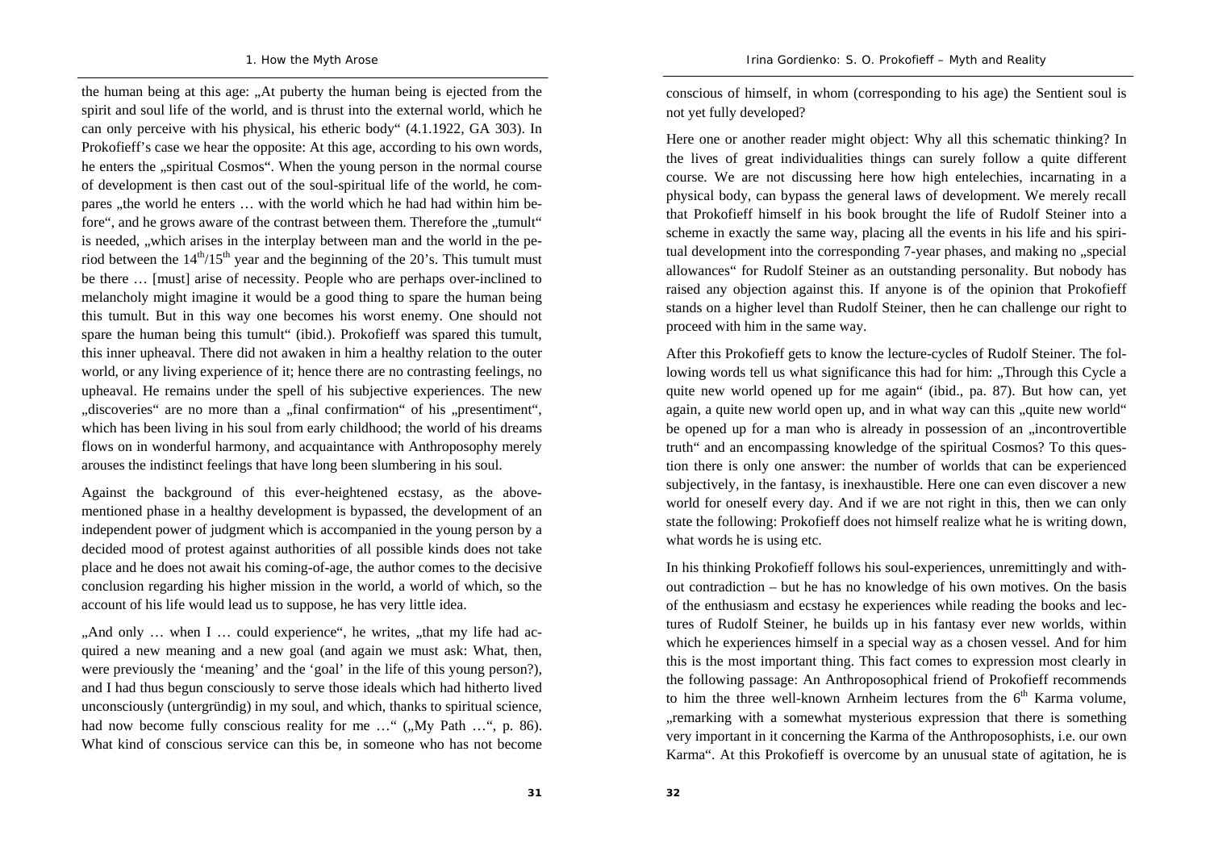the human being at this age: „At puberty the human being is ejected from the spirit and soul life of the world, and is thrust into the external world, which he can only perceive with his physical, his etheric body" (4.1.1922, GA 303). In Prokofieff's case we hear the opposite: At this age, according to his own words, he enters the „spiritual Cosmos". When the young person in the normal course of development is then cast out of the soul-spiritual life of the world, he compares „the world he enters … with the world which he had had within him before", and he grows aware of the contrast between them. Therefore the „tumult" is needed, „which arises in the interplay between man and the world in the period between the $14^{th}/15^{th}$ year and the beginning of the 20's. This tumult must be there … [must] arise of necessity. People who are perhaps over-inclined to melancholy might imagine it would be a good thing to spare the human being this tumult. But in this way one becomes his worst enemy. One should not spare the human being this tumult" (ibid.). Prokofieff was spared this tumult, this inner upheaval. There did not awaken in him a healthy relation to the outer world, or any living experience of it; hence there are no contrasting feelings, no upheaval. He remains under the spell of his subjective experiences. The new „discoveries" are no more than a „final confirmation" of his „presentiment", which has been living in his soul from early childhood; the world of his dreams flows on in wonderful harmony, and acquaintance with Anthroposophy merely arouses the indistinct feelings that have long been slumbering in his soul.

Against the background of this ever-heightened ecstasy, as the above-mentioned phase in a healthy development is bypassed, the development of an independent power of judgment which is accompanied in the young person by a decided mood of protest against authorities of all possible kinds does not take place and he does not await his coming-of-age, the author comes to the decisive conclusion regarding his higher mission in the world, a world of which, so the account of his life would lead us to suppose, he has very little idea.

„And only … when I … could experience", he writes, „that my life had acquired a new meaning and a new goal (and again we must ask: What, then, were previously the 'meaning' and the 'goal' in the life of this young person?), and I had thus begun consciously to serve those ideals which had hitherto lived unconsciously (untergründig) in my soul, and which, thanks to spiritual science, had now become fully conscious reality for me …" („My Path …", p. 86). What kind of conscious service can this be, in someone who has not become conscious of himself, in whom (corresponding to his age) the Sentient soul is not yet fully developed?

Here one or another reader might object: Why all this schematic thinking? In the lives of great individualities things can surely follow a quite different course. We are not discussing here how high entelechies, incarnating in a physical body, can bypass the general laws of development. We merely recall that Prokofieff himself in his book brought the life of Rudolf Steiner into a scheme in exactly the same way, placing all the events in his life and his spiritual development into the corresponding 7-year phases, and making no „special allowances" for Rudolf Steiner as an outstanding personality. But nobody has raised any objection against this. If anyone is of the opinion that Prokofieff stands on a higher level than Rudolf Steiner, then he can challenge our right to proceed with him in the same way.

After this Prokofieff gets to know the lecture-cycles of Rudolf Steiner. The following words tell us what significance this had for him: „Through this Cycle a quite new world opened up for me again" (ibid., pa. 87). But how can, yet again, a quite new world open up, and in what way can this „quite new world" be opened up for a man who is already in possession of an „incontrovertible truth" and an encompassing knowledge of the spiritual Cosmos? To this question there is only one answer: the number of worlds that can be experienced subjectively, in the fantasy, is inexhaustible. Here one can even discover a new world for oneself every day. And if we are not right in this, then we can only state the following: Prokofieff does not himself realize what he is writing down, what words he is using etc.

In his thinking Prokofieff follows his soul-experiences, unremittingly and without contradiction – but he has no knowledge of his own motives. On the basis of the enthusiasm and ecstasy he experiences while reading the books and lectures of Rudolf Steiner, he builds up in his fantasy ever new worlds, within which he experiences himself in a special way as a chosen vessel. And for him this is the most important thing. This fact comes to expression most clearly in the following passage: An Anthroposophical friend of Prokofieff recommends to him the three well-known Arnheim lectures from the $6^{th}$ Karma volume, „remarking with a somewhat mysterious expression that there is something very important in it concerning the Karma of the Anthroposophists, i.e. our own Karma". At this Prokofieff is overcome by an unusual state of agitation, he is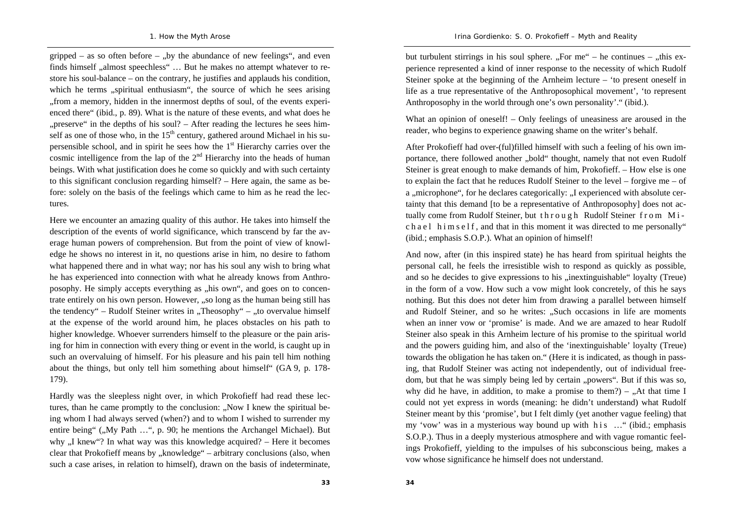gripped – as so often before – „by the abundance of new feelings", and even finds himself „almost speechless" … But he makes no attempt whatever to restore his soul-balance – on the contrary, he justifies and applauds his condition, which he terms „spiritual enthusiasm", the source of which he sees arising „from a memory, hidden in the innermost depths of soul, of the events experienced there" (ibid., p. 89). What is the nature of these events, and what does he „preserve" in the depths of his soul? – After reading the lectures he sees himself as one of those who, in the 15th century, gathered around Michael in his supersensible school, and in spirit he sees how the 1st Hierarchy carries over the cosmic intelligence from the lap of the 2nd Hierarchy into the heads of human beings. With what justification does he come so quickly and with such certainty to this significant conclusion regarding himself? – Here again, the same as before: solely on the basis of the feelings which came to him as he read the lectures.

Here we encounter an amazing quality of this author. He takes into himself the description of the events of world significance, which transcend by far the average human powers of comprehension. But from the point of view of knowledge he shows no interest in it, no questions arise in him, no desire to fathom what happened there and in what way; nor has his soul any wish to bring what he has experienced into connection with what he already knows from Anthroposophy. He simply accepts everything as „his own", and goes on to concentrate entirely on his own person. However, „so long as the human being still has the tendency" – Rudolf Steiner writes in „Theosophy" – „to overvalue himself at the expense of the world around him, he places obstacles on his path to higher knowledge. Whoever surrenders himself to the pleasure or the pain arising for him in connection with every thing or event in the world, is caught up in such an overvaluing of himself. For his pleasure and his pain tell him nothing about the things, but only tell him something about himself" (GA 9, p. 178-179).

Hardly was the sleepless night over, in which Prokofieff had read these lectures, than he came promptly to the conclusion: „Now I knew the spiritual being whom I had always served (when?) and to whom I wished to surrender my entire being" („My Path …", p. 90; he mentions the Archangel Michael). But why „I knew"? In what way was this knowledge acquired? – Here it becomes clear that Prokofieff means by „knowledge" – arbitrary conclusions (also, when such a case arises, in relation to himself), drawn on the basis of indeterminate, but turbulent stirrings in his soul sphere. „For me" – he continues – „this experience represented a kind of inner response to the necessity of which Rudolf Steiner spoke at the beginning of the Arnheim lecture – 'to present oneself in life as a true representative of the Anthroposophical movement', 'to represent Anthroposophy in the world through one's own personality'." (ibid.).

What an opinion of oneself! – Only feelings of uneasiness are aroused in the reader, who begins to experience gnawing shame on the writer's behalf.

After Prokofieff had over-(ful)filled himself with such a feeling of his own importance, there followed another „bold" thought, namely that not even Rudolf Steiner is great enough to make demands of him, Prokofieff. – How else is one to explain the fact that he reduces Rudolf Steiner to the level – forgive me – of a „microphone", for he declares categorically: „I experienced with absolute certainty that this demand [to be a representative of Anthroposophy] does not actually come from Rudolf Steiner, but *through* Rudolf Steiner *from Michael himself*, and that in this moment it was directed to me personally" (ibid.; emphasis S.O.P.). What an opinion of himself!

And now, after (in this inspired state) he has heard from spiritual heights the personal call, he feels the irresistible wish to respond as quickly as possible, and so he decides to give expressions to his „inextinguishable" loyalty (Treue) in the form of a vow. How such a vow might look concretely, of this he says nothing. But this does not deter him from drawing a parallel between himself and Rudolf Steiner, and so he writes: „Such occasions in life are moments when an inner vow or 'promise' is made. And we are amazed to hear Rudolf Steiner also speak in this Arnheim lecture of his promise to the spiritual world and the powers guiding him, and also of the 'inextinguishable' loyalty (Treue) towards the obligation he has taken on." (Here it is indicated, as though in passing, that Rudolf Steiner was acting not independently, out of individual freedom, but that he was simply being led by certain „powers". But if this was so, why did he have, in addition, to make a promise to them?) – „At that time I could not yet express in words (meaning: he didn't understand) what Rudolf Steiner meant by this 'promise', but I felt dimly (yet another vague feeling) that my 'vow' was in a mysterious way bound up with *his* …" (ibid.; emphasis S.O.P.). Thus in a deeply mysterious atmosphere and with vague romantic feelings Prokofieff, yielding to the impulses of his subconscious being, makes a vow whose significance he himself does not understand.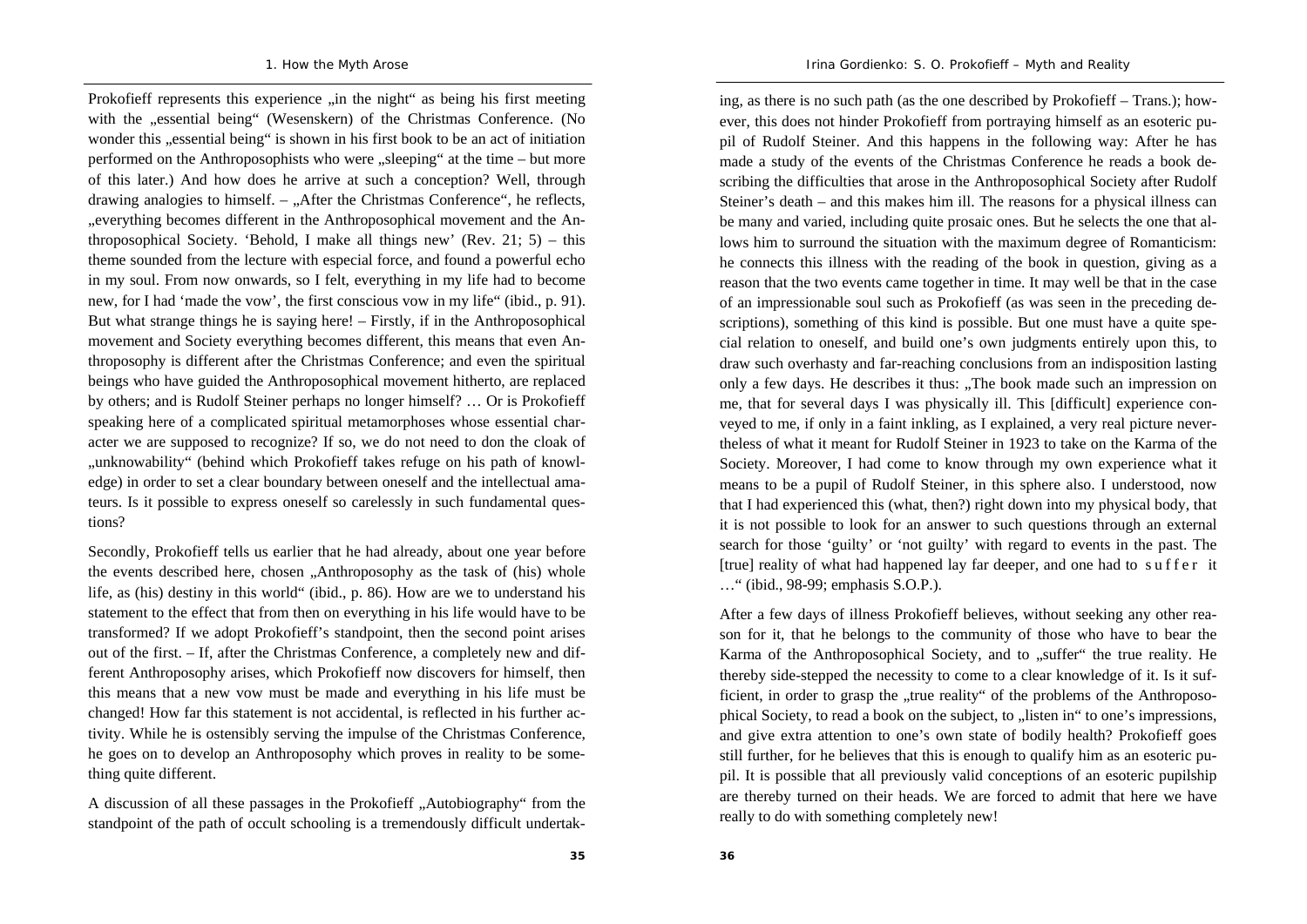Prokofieff represents this experience „in the night" as being his first meeting with the „essential being" (Wesenskern) of the Christmas Conference. (No wonder this „essential being" is shown in his first book to be an act of initiation performed on the Anthroposophists who were „sleeping" at the time – but more of this later.) And how does he arrive at such a conception? Well, through drawing analogies to himself. – „After the Christmas Conference", he reflects, „everything becomes different in the Anthroposophical movement and the Anthroposophical Society. 'Behold, I make all things new' (Rev. 21; 5) – this theme sounded from the lecture with especial force, and found a powerful echo in my soul. From now onwards, so I felt, everything in my life had to become new, for I had 'made the vow', the first conscious vow in my life" (ibid., p. 91). But what strange things he is saying here! – Firstly, if in the Anthroposophical movement and Society everything becomes different, this means that even Anthroposophy is different after the Christmas Conference; and even the spiritual beings who have guided the Anthroposophical movement hitherto, are replaced by others; and is Rudolf Steiner perhaps no longer himself? … Or is Prokofieff speaking here of a complicated spiritual metamorphoses whose essential character we are supposed to recognize? If so, we do not need to don the cloak of „unknowability" (behind which Prokofieff takes refuge on his path of knowledge) in order to set a clear boundary between oneself and the intellectual amateurs. Is it possible to express oneself so carelessly in such fundamental questions?

Secondly, Prokofieff tells us earlier that he had already, about one year before the events described here, chosen „Anthroposophy as the task of (his) whole life, as (his) destiny in this world" (ibid., p. 86). How are we to understand his statement to the effect that from then on everything in his life would have to be transformed? If we adopt Prokofieff's standpoint, then the second point arises out of the first. – If, after the Christmas Conference, a completely new and different Anthroposophy arises, which Prokofieff now discovers for himself, then this means that a new vow must be made and everything in his life must be changed! How far this statement is not accidental, is reflected in his further activity. While he is ostensibly serving the impulse of the Christmas Conference, he goes on to develop an Anthroposophy which proves in reality to be something quite different.

A discussion of all these passages in the Prokofieff „Autobiography" from the standpoint of the path of occult schooling is a tremendously difficult undertaking, as there is no such path (as the one described by Prokofieff – Trans.); however, this does not hinder Prokofieff from portraying himself as an esoteric pupil of Rudolf Steiner. And this happens in the following way: After he has made a study of the events of the Christmas Conference he reads a book describing the difficulties that arose in the Anthroposophical Society after Rudolf Steiner's death – and this makes him ill. The reasons for a physical illness can be many and varied, including quite prosaic ones. But he selects the one that allows him to surround the situation with the maximum degree of Romanticism: he connects this illness with the reading of the book in question, giving as a reason that the two events came together in time. It may well be that in the case of an impressionable soul such as Prokofieff (as was seen in the preceding descriptions), something of this kind is possible. But one must have a quite special relation to oneself, and build one's own judgments entirely upon this, to draw such overhasty and far-reaching conclusions from an indisposition lasting only a few days. He describes it thus: „The book made such an impression on me, that for several days I was physically ill. This [difficult] experience conveyed to me, if only in a faint inkling, as I explained, a very real picture nevertheless of what it meant for Rudolf Steiner in 1923 to take on the Karma of the Society. Moreover, I had come to know through my own experience what it means to be a pupil of Rudolf Steiner, in this sphere also. I understood, now that I had experienced this (what, then?) right down into my physical body, that it is not possible to look for an answer to such questions through an external search for those 'guilty' or 'not guilty' with regard to events in the past. The [true] reality of what had happened lay far deeper, and one had to s u f f e r it …" (ibid., 98-99; emphasis S.O.P.).

After a few days of illness Prokofieff believes, without seeking any other reason for it, that he belongs to the community of those who have to bear the Karma of the Anthroposophical Society, and to „suffer" the true reality. He thereby side-stepped the necessity to come to a clear knowledge of it. Is it sufficient, in order to grasp the „true reality" of the problems of the Anthroposophical Society, to read a book on the subject, to „listen in" to one's impressions, and give extra attention to one's own state of bodily health? Prokofieff goes still further, for he believes that this is enough to qualify him as an esoteric pupil. It is possible that all previously valid conceptions of an esoteric pupilship are thereby turned on their heads. We are forced to admit that here we have really to do with something completely new!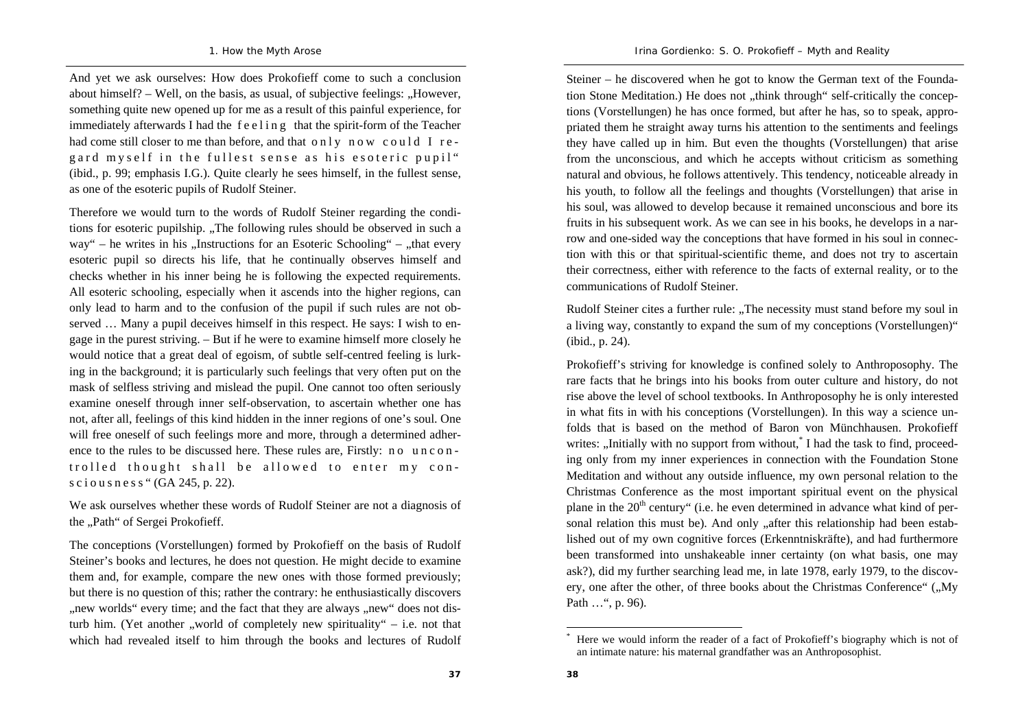And yet we ask ourselves: How does Prokofieff come to such a conclusion about himself? – Well, on the basis, as usual, of subjective feelings: „However, something quite new opened up for me as a result of this painful experience, for immediately afterwards I had the *feeling* that the spirit-form of the Teacher had come still closer to me than before, and that *only now could I regard myself in the fullest sense as his esoteric pupil*" (ibid., p. 99; emphasis I.G.). Quite clearly he sees himself, in the fullest sense, as one of the esoteric pupils of Rudolf Steiner.

Therefore we would turn to the words of Rudolf Steiner regarding the conditions for esoteric pupilship. „The following rules should be observed in such a way" – he writes in his „Instructions for an Esoteric Schooling" – „that every esoteric pupil so directs his life, that he continually observes himself and checks whether in his inner being he is following the expected requirements. All esoteric schooling, especially when it ascends into the higher regions, can only lead to harm and to the confusion of the pupil if such rules are not observed … Many a pupil deceives himself in this respect. He says: I wish to engage in the purest striving. – But if he were to examine himself more closely he would notice that a great deal of egoism, of subtle self-centred feeling is lurking in the background; it is particularly such feelings that very often put on the mask of selfless striving and mislead the pupil. One cannot too often seriously examine oneself through inner self-observation, to ascertain whether one has not, after all, feelings of this kind hidden in the inner regions of one's soul. One will free oneself of such feelings more and more, through a determined adherence to the rules to be discussed here. These rules are, Firstly: *no uncontrolled thought shall be allowed to enter my consciousness*" (GA 245, p. 22).

We ask ourselves whether these words of Rudolf Steiner are not a diagnosis of the „Path" of Sergei Prokofieff.

The conceptions (Vorstellungen) formed by Prokofieff on the basis of Rudolf Steiner's books and lectures, he does not question. He might decide to examine them and, for example, compare the new ones with those formed previously; but there is no question of this; rather the contrary: he enthusiastically discovers „new worlds" every time; and the fact that they are always „new" does not disturb him. (Yet another „world of completely new spirituality" – i.e. not that which had revealed itself to him through the books and lectures of Rudolf Steiner – he discovered when he got to know the German text of the Foundation Stone Meditation.) He does not „think through" self-critically the conceptions (Vorstellungen) he has once formed, but after he has, so to speak, appropriated them he straight away turns his attention to the sentiments and feelings they have called up in him. But even the thoughts (Vorstellungen) that arise from the unconscious, and which he accepts without criticism as something natural and obvious, he follows attentively. This tendency, noticeable already in his youth, to follow all the feelings and thoughts (Vorstellungen) that arise in his soul, was allowed to develop because it remained unconscious and bore its fruits in his subsequent work. As we can see in his books, he develops in a narrow and one-sided way the conceptions that have formed in his soul in connection with this or that spiritual-scientific theme, and does not try to ascertain their correctness, either with reference to the facts of external reality, or to the communications of Rudolf Steiner.

Rudolf Steiner cites a further rule: „The necessity must stand before my soul in a living way, constantly to expand the sum of my conceptions (Vorstellungen)" (ibid., p. 24).

Prokofieff's striving for knowledge is confined solely to Anthroposophy. The rare facts that he brings into his books from outer culture and history, do not rise above the level of school textbooks. In Anthroposophy he is only interested in what fits in with his conceptions (Vorstellungen). In this way a science unfolds that is based on the method of Baron von Münchhausen. Prokofieff writes: „Initially with no support from without,* I had the task to find, proceeding only from my inner experiences in connection with the Foundation Stone Meditation and without any outside influence, my own personal relation to the Christmas Conference as the most important spiritual event on the physical plane in the 20th century" (i.e. he even determined in advance what kind of personal relation this must be). And only „after this relationship had been established out of my own cognitive forces (Erkenntniskräfte), and had furthermore been transformed into unshakeable inner certainty (on what basis, one may ask?), did my further searching lead me, in late 1978, early 1979, to the discovery, one after the other, of three books about the Christmas Conference" („My Path …", p. 96).

---

\* Here we would inform the reader of a fact of Prokofieff's biography which is not of an intimate nature: his maternal grandfather was an Anthroposophist.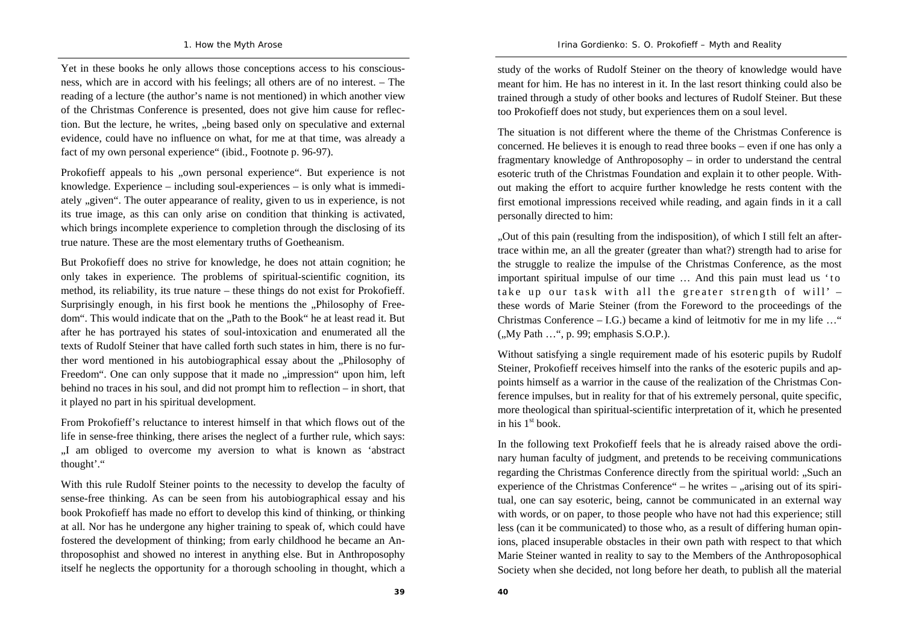Yet in these books he only allows those conceptions access to his consciousness, which are in accord with his feelings; all others are of no interest. – The reading of a lecture (the author's name is not mentioned) in which another view of the Christmas Conference is presented, does not give him cause for reflection. But the lecture, he writes, „being based only on speculative and external evidence, could have no influence on what, for me at that time, was already a fact of my own personal experience" (ibid., Footnote p. 96-97).

Prokofieff appeals to his „own personal experience". But experience is not knowledge. Experience – including soul-experiences – is only what is immediately „given". The outer appearance of reality, given to us in experience, is not its true image, as this can only arise on condition that thinking is activated, which brings incomplete experience to completion through the disclosing of its true nature. These are the most elementary truths of Goetheanism.

But Prokofieff does no strive for knowledge, he does not attain cognition; he only takes in experience. The problems of spiritual-scientific cognition, its method, its reliability, its true nature – these things do not exist for Prokofieff. Surprisingly enough, in his first book he mentions the „Philosophy of Freedom". This would indicate that on the „Path to the Book" he at least read it. But after he has portrayed his states of soul-intoxication and enumerated all the texts of Rudolf Steiner that have called forth such states in him, there is no further word mentioned in his autobiographical essay about the „Philosophy of Freedom". One can only suppose that it made no „impression" upon him, left behind no traces in his soul, and did not prompt him to reflection – in short, that it played no part in his spiritual development.

From Prokofieff's reluctance to interest himself in that which flows out of the life in sense-free thinking, there arises the neglect of a further rule, which says: „I am obliged to overcome my aversion to what is known as 'abstract thought'."

With this rule Rudolf Steiner points to the necessity to develop the faculty of sense-free thinking. As can be seen from his autobiographical essay and his book Prokofieff has made no effort to develop this kind of thinking, or thinking at all. Nor has he undergone any higher training to speak of, which could have fostered the development of thinking; from early childhood he became an Anthroposophist and showed no interest in anything else. But in Anthroposophy itself he neglects the opportunity for a thorough schooling in thought, which a study of the works of Rudolf Steiner on the theory of knowledge would have meant for him. He has no interest in it. In the last resort thinking could also be trained through a study of other books and lectures of Rudolf Steiner. But these too Prokofieff does not study, but experiences them on a soul level.

The situation is not different where the theme of the Christmas Conference is concerned. He believes it is enough to read three books – even if one has only a fragmentary knowledge of Anthroposophy – in order to understand the central esoteric truth of the Christmas Foundation and explain it to other people. Without making the effort to acquire further knowledge he rests content with the first emotional impressions received while reading, and again finds in it a call personally directed to him:

„Out of this pain (resulting from the indisposition), of which I still felt an aftertrace within me, an all the greater (greater than what?) strength had to arise for the struggle to realize the impulse of the Christmas Conference, as the most important spiritual impulse of our time … And this pain must lead us '*to take up our task with all the greater strength of will*' – these words of Marie Steiner (from the Foreword to the proceedings of the Christmas Conference – I.G.) became a kind of leitmotiv for me in my life …" („My Path …", p. 99; emphasis S.O.P.).

Without satisfying a single requirement made of his esoteric pupils by Rudolf Steiner, Prokofieff receives himself into the ranks of the esoteric pupils and appoints himself as a warrior in the cause of the realization of the Christmas Conference impulses, but in reality for that of his extremely personal, quite specific, more theological than spiritual-scientific interpretation of it, which he presented in his 1st book.

In the following text Prokofieff feels that he is already raised above the ordinary human faculty of judgment, and pretends to be receiving communications regarding the Christmas Conference directly from the spiritual world: „Such an experience of the Christmas Conference" – he writes – „arising out of its spiritual, one can say esoteric, being, cannot be communicated in an external way with words, or on paper, to those people who have not had this experience; still less (can it be communicated) to those who, as a result of differing human opinions, placed insuperable obstacles in their own path with respect to that which Marie Steiner wanted in reality to say to the Members of the Anthroposophical Society when she decided, not long before her death, to publish all the material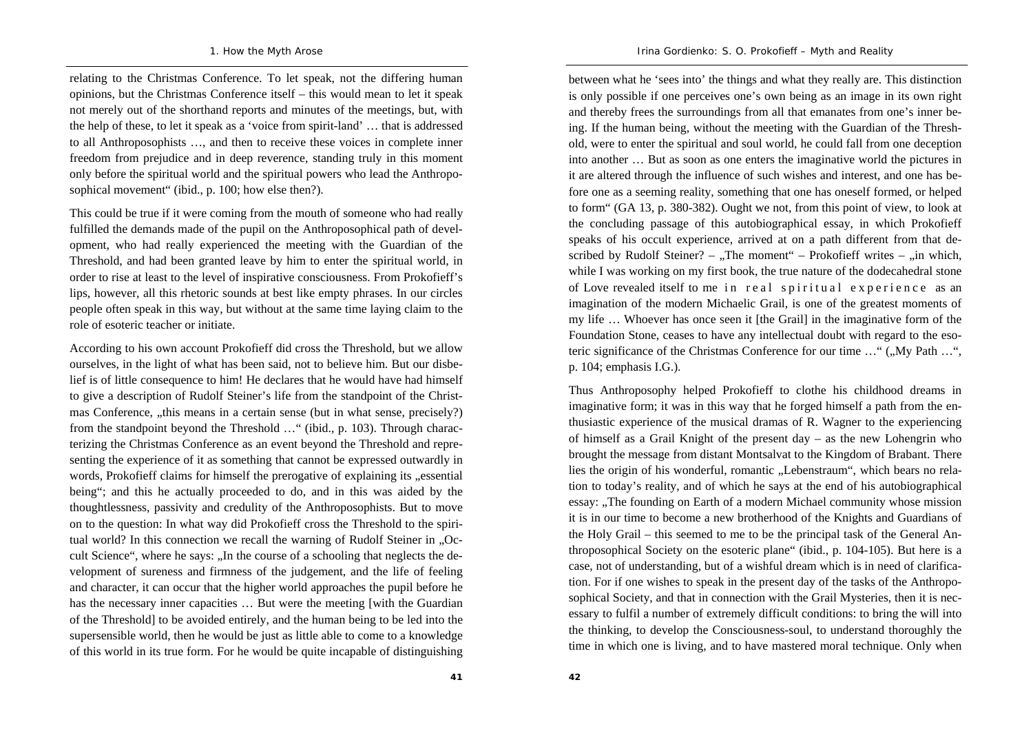relating to the Christmas Conference. To let speak, not the differing human opinions, but the Christmas Conference itself – this would mean to let it speak not merely out of the shorthand reports and minutes of the meetings, but, with the help of these, to let it speak as a 'voice from spirit-land' … that is addressed to all Anthroposophists …, and then to receive these voices in complete inner freedom from prejudice and in deep reverence, standing truly in this moment only before the spiritual world and the spiritual powers who lead the Anthroposophical movement" (ibid., p. 100; how else then?).

This could be true if it were coming from the mouth of someone who had really fulfilled the demands made of the pupil on the Anthroposophical path of development, who had really experienced the meeting with the Guardian of the Threshold, and had been granted leave by him to enter the spiritual world, in order to rise at least to the level of inspirative consciousness. From Prokofieff's lips, however, all this rhetoric sounds at best like empty phrases. In our circles people often speak in this way, but without at the same time laying claim to the role of esoteric teacher or initiate.

According to his own account Prokofieff did cross the Threshold, but we allow ourselves, in the light of what has been said, not to believe him. But our disbelief is of little consequence to him! He declares that he would have had himself to give a description of Rudolf Steiner's life from the standpoint of the Christmas Conference, „this means in a certain sense (but in what sense, precisely?) from the standpoint beyond the Threshold …" (ibid., p. 103). Through characterizing the Christmas Conference as an event beyond the Threshold and representing the experience of it as something that cannot be expressed outwardly in words, Prokofieff claims for himself the prerogative of explaining its „essential being"; and this he actually proceeded to do, and in this was aided by the thoughtlessness, passivity and credulity of the Anthroposophists. But to move on to the question: In what way did Prokofieff cross the Threshold to the spiritual world? In this connection we recall the warning of Rudolf Steiner in „Occult Science", where he says: „In the course of a schooling that neglects the development of sureness and firmness of the judgement, and the life of feeling and character, it can occur that the higher world approaches the pupil before he has the necessary inner capacities … But were the meeting [with the Guardian of the Threshold] to be avoided entirely, and the human being to be led into the supersensible world, then he would be just as little able to come to a knowledge of this world in its true form. For he would be quite incapable of distinguishing between what he 'sees into' the things and what they really are. This distinction is only possible if one perceives one's own being as an image in its own right and thereby frees the surroundings from all that emanates from one's inner being. If the human being, without the meeting with the Guardian of the Threshold, were to enter the spiritual and soul world, he could fall from one deception into another … But as soon as one enters the imaginative world the pictures in it are altered through the influence of such wishes and interest, and one has before one as a seeming reality, something that one has oneself formed, or helped to form" (GA 13, p. 380-382). Ought we not, from this point of view, to look at the concluding passage of this autobiographical essay, in which Prokofieff speaks of his occult experience, arrived at on a path different from that described by Rudolf Steiner? – „The moment" – Prokofieff writes – „in which, while I was working on my first book, the true nature of the dodecahedral stone of Love revealed itself to me *in real spiritual experience* as an imagination of the modern Michaelic Grail, is one of the greatest moments of my life … Whoever has once seen it [the Grail] in the imaginative form of the Foundation Stone, ceases to have any intellectual doubt with regard to the esoteric significance of the Christmas Conference for our time …" („My Path …", p. 104; emphasis I.G.).

Thus Anthroposophy helped Prokofieff to clothe his childhood dreams in imaginative form; it was in this way that he forged himself a path from the enthusiastic experience of the musical dramas of R. Wagner to the experiencing of himself as a Grail Knight of the present day – as the new Lohengrin who brought the message from distant Montsalvat to the Kingdom of Brabant. There lies the origin of his wonderful, romantic „Lebenstraum", which bears no relation to today's reality, and of which he says at the end of his autobiographical essay: „The founding on Earth of a modern Michael community whose mission it is in our time to become a new brotherhood of the Knights and Guardians of the Holy Grail – this seemed to me to be the principal task of the General Anthroposophical Society on the esoteric plane" (ibid., p. 104-105). But here is a case, not of understanding, but of a wishful dream which is in need of clarification. For if one wishes to speak in the present day of the tasks of the Anthroposophical Society, and that in connection with the Grail Mysteries, then it is necessary to fulfil a number of extremely difficult conditions: to bring the will into the thinking, to develop the Consciousness-soul, to understand thoroughly the time in which one is living, and to have mastered moral technique. Only when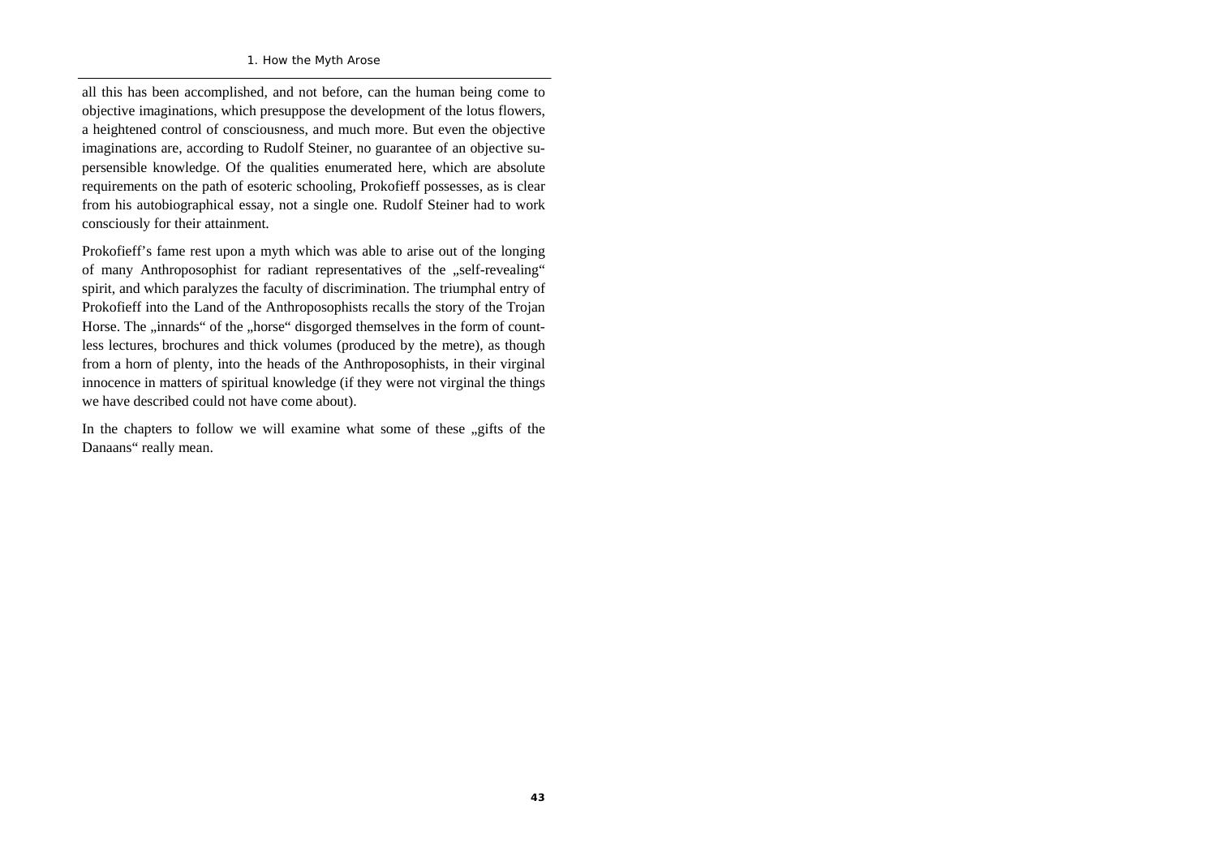all this has been accomplished, and not before, can the human being come to objective imaginations, which presuppose the development of the lotus flowers, a heightened control of consciousness, and much more. But even the objective imaginations are, according to Rudolf Steiner, no guarantee of an objective supersensible knowledge. Of the qualities enumerated here, which are absolute requirements on the path of esoteric schooling, Prokofieff possesses, as is clear from his autobiographical essay, not a single one. Rudolf Steiner had to work consciously for their attainment.

Prokofieff's fame rest upon a myth which was able to arise out of the longing of many Anthroposophist for radiant representatives of the „self-revealing" spirit, and which paralyzes the faculty of discrimination. The triumphal entry of Prokofieff into the Land of the Anthroposophists recalls the story of the Trojan Horse. The „innards" of the „horse" disgorged themselves in the form of countless lectures, brochures and thick volumes (produced by the metre), as though from a horn of plenty, into the heads of the Anthroposophists, in their virginal innocence in matters of spiritual knowledge (if they were not virginal the things we have described could not have come about).

In the chapters to follow we will examine what some of these „gifts of the Danaans" really mean.